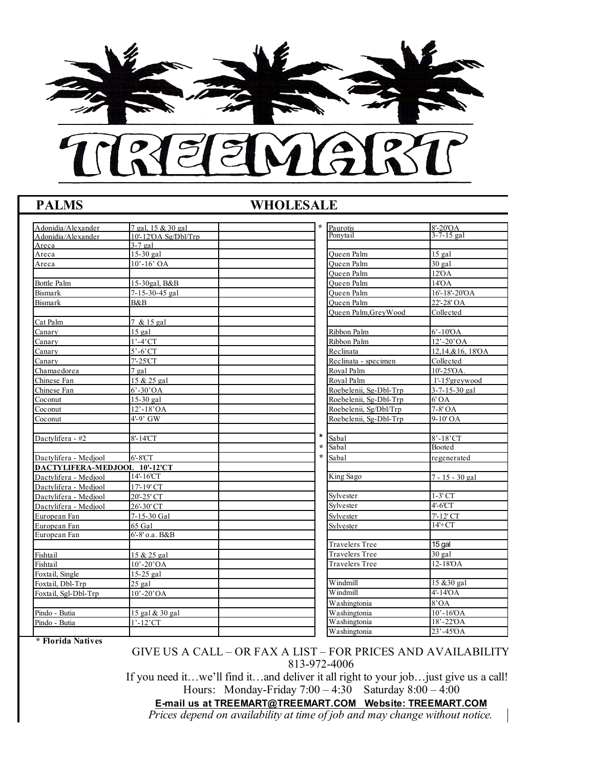# TREEMART

## PALMS — WHOLESALE

| Palm | Size |
|---|---|
| Adonidia/Alexander | 7 gal, 15 & 30 gal |
| Adonidia/Alexander | 10'-12'OA Sg/Dbl/Trp |
| Areca | 3-7 gal |
| Areca | 15-30 gal |
| Areca | 10'-16' OA |
| | |
| Bottle Palm | 15-30gal, B&B |
| Bismark | 7-15-30-45 gal |
| Bismark | B&B |
| | |
| Cat Palm | 7 & 15 gal |
| Canary | 15 gal |
| Canary | 1'-4'CT |
| Canary | 5'-6'CT |
| Canary | 7'-25'CT |
| Chamaedorea | 7 gal |
| Chinese Fan | 15 & 25 gal |
| Chinese Fan | 6'-30'OA |
| Coconut | 15-30 gal |
| Coconut | 12'-18'OA |
| Coconut | 4'-9' GW |
| | |
| Dactylifera - #2 | 8'-14'CT |
| | |
| Dactylifera - Medjool | 6'-8'CT |
| **DACTYLIFERA-MEDJOOL** | **10'-12'CT** |
| Dactylifera - Medjool | 14'-16'CT |
| Dactylifera - Medjool | 17'-19' CT |
| Dactylifera - Medjool | 20'-25' CT |
| Dactylifera - Medjool | 26'-30' CT |
| European Fan | 7-15-30 Gal |
| European Fan | 65 Gal |
| European Fan | 6'-8' o.a. B&B |
| | |
| Fishtail | 15 & 25 gal |
| Fishtail | 10'-20'OA |
| Foxtail, Single | 15-25 gal |
| Foxtail, Dbl-Trp | 25 gal |
| Foxtail, Sgl-Dbl-Trp | 10'-20'OA |
| | |
| Pindo - Butia | 15 gal & 30 gal |
| Pindo - Butia | 1'-12'CT |

| | Palm | Size |
|---|---|---|
| * | Paurotis | 8'-20'OA |
| | Ponytail | 3-7-15 gal |
| | | |
| | Queen Palm | 15 gal |
| | Queen Palm | 30 gal |
| | Queen Palm | 12'OA |
| | Queen Palm | 14'OA |
| | Queen Palm | 16'-18'-20'OA |
| | Queen Palm | 22'-28' OA |
| | Queen Palm,GreyWood | Collected |
| | | |
| | Ribbon Palm | 6'-10'OA |
| | Ribbon Palm | 12'-20'OA |
| | Reclinata | 12,14,&16, 18'OA |
| | Reclinata - specimen | Collected |
| | Royal Palm | 10'-25'OA. |
| | Royal Palm | 1'-15'greywood |
| | Roebelenii, Sg-Dbl-Trp | 3-7-15-30 gal |
| | Roebelenii, Sg-Dbl-Trp | 6' OA |
| | Roebelenii, Sg/Dbl/Trp | 7-8' OA |
| | Roebelenii, Sg-Dbl-Trp | 9-10' OA |
| | | |
| * | Sabal | 8'-18'CT |
| * | Sabal | Booted |
| * | Sabal | regenerated |
| | King Sago | 7 - 15 - 30 gal |
| | | |
| | Sylvester | 1-3' CT |
| | Sylvester | 4'-6'CT |
| | Sylvester | 7'-12' CT |
| | Sylvester | 14'+CT |
| | | |
| | Travelers Tree | 15 gal |
| | Travelers Tree | 30 gal |
| | Travelers Tree | 12-18'OA |
| | | |
| | Windmill | 15 &30 gal |
| | Windmill | 4'-14'OA |
| | Washingtonia | 8'OA |
| | Washingtonia | 10'-16'OA |
| | Washingtonia | 18'-22'OA |
| | Washingtonia | 23'-45'OA |

**\* Florida Natives**

GIVE US A CALL – OR FAX A LIST – FOR PRICES AND AVAILABILITY
813-972-4006

If you need it…we'll find it…and deliver it all right to your job…just give us a call!

Hours: Monday-Friday 7:00 – 4:30 Saturday 8:00 – 4:00

**E-mail us at TREEMART@TREEMART.COM Website: TREEMART.COM**

*Prices depend on availability at time of job and may change without notice.*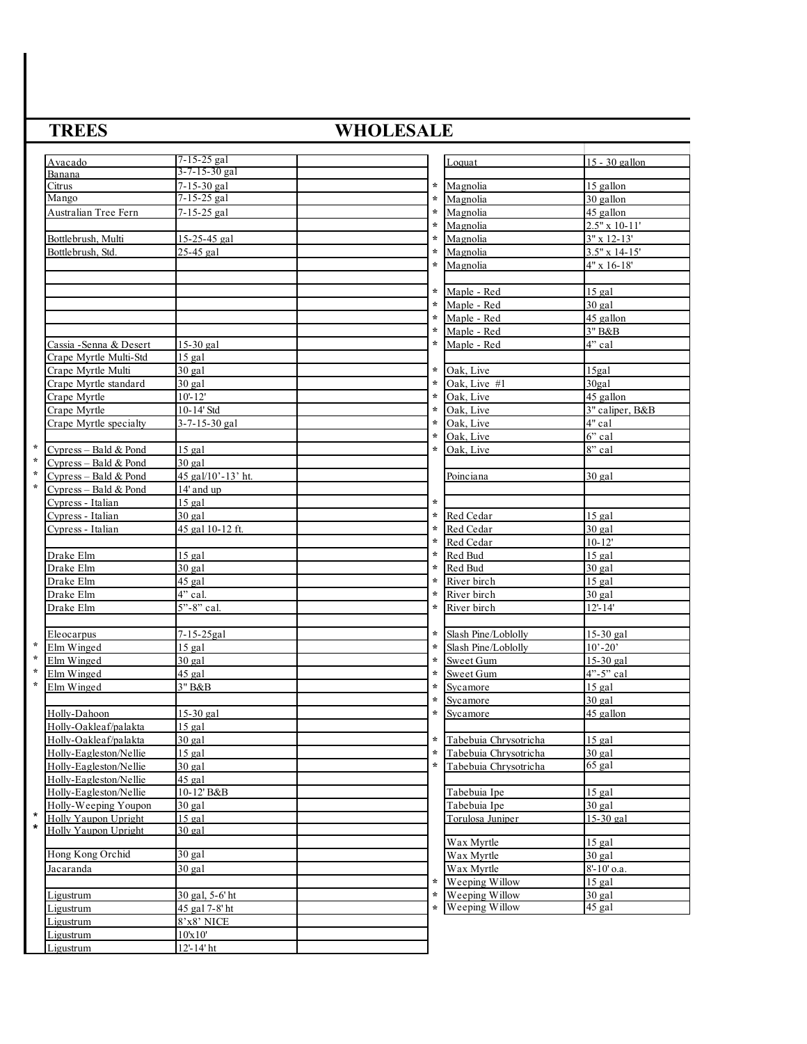## TREES

## WHOLESALE

|  | Item | Size | |
|---|---|---|---|
|  | Avacado | 7-15-25 gal | |
|  | Banana | 3-7-15-30 gal | |
|  | Citrus | 7-15-30 gal | |
|  | Mango | 7-15-25 gal | |
|  | Australian Tree Fern | 7-15-25 gal | |
|  | | | |
|  | Bottlebrush, Multi | 15-25-45 gal | |
|  | Bottlebrush, Std. | 25-45 gal | |
|  | | | |
|  | | | |
|  | | | |
|  | | | |
|  | | | |
|  | | | |
|  | Cassia -Senna & Desert | 15-30 gal | |
|  | Crape Myrtle Multi-Std | 15 gal | |
|  | Crape Myrtle Multi | 30 gal | |
|  | Crape Myrtle standard | 30 gal | |
|  | Crape Myrtle | 10'-12' | |
|  | Crape Myrtle | 10-14' Std | |
|  | Crape Myrtle specialty | 3-7-15-30 gal | |
|  | | | |
| * | Cypress – Bald & Pond | 15 gal | |
| * | Cypress – Bald & Pond | 30 gal | |
| * | Cypress – Bald & Pond | 45 gal/10'-13' ht. | |
| * | Cypress – Bald & Pond | 14' and up | |
|  | Cypress - Italian | 15 gal | |
|  | Cypress - Italian | 30 gal | |
|  | Cypress - Italian | 45 gal 10-12 ft. | |
|  | | | |
|  | Drake Elm | 15 gal | |
|  | Drake Elm | 30 gal | |
|  | Drake Elm | 45 gal | |
|  | Drake Elm | 4" cal. | |
|  | Drake Elm | 5"-8" cal. | |
|  | | | |
|  | Eleocarpus | 7-15-25gal | |
| * | Elm Winged | 15 gal | |
| * | Elm Winged | 30 gal | |
| * | Elm Winged | 45 gal | |
| * | Elm Winged | 3" B&B | |
|  | | | |
|  | Holly-Dahoon | 15-30 gal | |
|  | Holly-Oakleaf/palakta | 15 gal | |
|  | Holly-Oakleaf/palakta | 30 gal | |
|  | Holly-Eagleston/Nellie | 15 gal | |
|  | Holly-Eagleston/Nellie | 30 gal | |
|  | Holly-Eagleston/Nellie | 45 gal | |
|  | Holly-Eagleston/Nellie | 10-12' B&B | |
|  | Holly-Weeping Youpon | 30 gal | |
| * | Holly Yaupon Upright | 15 gal | |
| * | Holly Yaupon Upright | 30 gal | |
|  | | | |
|  | Hong Kong Orchid | 30 gal | |
|  | Jacaranda | 30 gal | |
|  | | | |
|  | Ligustrum | 30 gal, 5-6' ht | |
|  | Ligustrum | 45 gal 7-8' ht | |
|  | Ligustrum | 8'x8' NICE | |
|  | Ligustrum | 10'x10' | |
|  | Ligustrum | 12'-14' ht | |

|  | Item | Size |
|---|---|---|
|  | Loquat | 15 - 30 gallon |
|  | | |
| * | Magnolia | 15 gallon |
| * | Magnolia | 30 gallon |
| * | Magnolia | 45 gallon |
| * | Magnolia | 2.5" x 10-11' |
| * | Magnolia | 3" x 12-13' |
| * | Magnolia | 3.5" x 14-15' |
| * | Magnolia | 4" x 16-18' |
|  | | |
| * | Maple - Red | 15 gal |
| * | Maple - Red | 30 gal |
| * | Maple - Red | 45 gallon |
| * | Maple - Red | 3" B&B |
| * | Maple - Red | 4" cal |
|  | | |
| * | Oak, Live | 15gal |
| * | Oak, Live #1 | 30gal |
| * | Oak, Live | 45 gallon |
| * | Oak, Live | 3" caliper, B&B |
| * | Oak, Live | 4" cal |
| * | Oak, Live | 6" cal |
| * | Oak, Live | 8" cal |
|  | | |
|  | Poinciana | 30 gal |
|  | | |
| * | | |
| * | Red Cedar | 15 gal |
| * | Red Cedar | 30 gal |
| * | Red Cedar | 10-12' |
| * | Red Bud | 15 gal |
| * | Red Bud | 30 gal |
| * | River birch | 15 gal |
| * | River birch | 30 gal |
| * | River birch | 12'-14' |
|  | | |
| * | Slash Pine/Loblolly | 15-30 gal |
| * | Slash Pine/Loblolly | 10'-20' |
| * | Sweet Gum | 15-30 gal |
| * | Sweet Gum | 4"-5" cal |
| * | Sycamore | 15 gal |
| * | Sycamore | 30 gal |
| * | Sycamore | 45 gallon |
|  | | |
| * | Tabebuia Chrysotricha | 15 gal |
| * | Tabebuia Chrysotricha | 30 gal |
| * | Tabebuia Chrysotricha | 65 gal |
|  | | |
|  | Tabebuia Ipe | 15 gal |
|  | Tabebuia Ipe | 30 gal |
|  | Torulosa Juniper | 15-30 gal |
|  | | |
|  | Wax Myrtle | 15 gal |
|  | Wax Myrtle | 30 gal |
|  | Wax Myrtle | 8'-10' o.a. |
| * | Weeping Willow | 15 gal |
| * | Weeping Willow | 30 gal |
| * | Weeping Willow | 45 gal |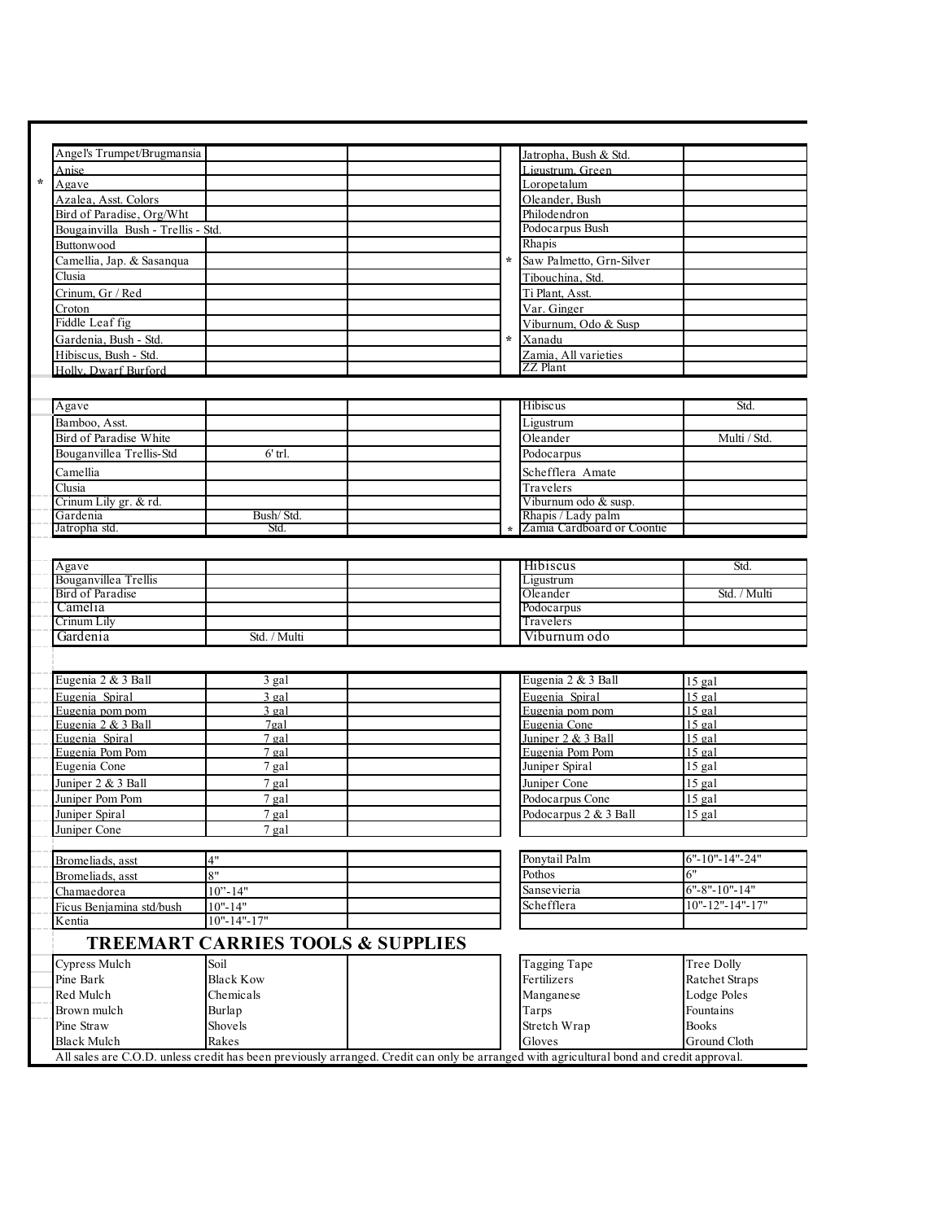| | | | | | | |
|---|---|---|---|---|---|---|
| | Angel's Trumpet/Brugmansia | | | | Jatropha, Bush & Std. | |
| | Anise | | | | Ligustrum, Green | |
| * | Agave | | | | Loropetalum | |
| | Azalea, Asst. Colors | | | | Oleander, Bush | |
| | Bird of Paradise, Org/Wht | | | | Philodendron | |
| | Bougainvilla Bush - Trellis - Std. | | | | Podocarpus Bush | |
| | Buttonwood | | | | Rhapis | |
| | Camellia, Jap. & Sasanqua | | | * | Saw Palmetto, Grn-Silver | |
| | Clusia | | | | Tibouchina, Std. | |
| | Crinum, Gr / Red | | | | Ti Plant, Asst. | |
| | Croton | | | | Var. Ginger | |
| | Fiddle Leaf fig | | | | Viburnum, Odo & Susp | |
| | Gardenia, Bush - Std. | | | * | Xanadu | |
| | Hibiscus, Bush - Std. | | | | Zamia, All varieties | |
| | Holly, Dwarf Burford | | | | ZZ Plant | |

| | | | | | |
|---|---|---|---|---|---|
| Agave | | | | Hibiscus | Std. |
| Bamboo, Asst. | | | | Ligustrum | |
| Bird of Paradise White | | | | Oleander | Multi / Std. |
| Bouganvillea Trellis-Std | 6' trl. | | | Podocarpus | |
| Camellia | | | | Schefflera Amate | |
| Clusia | | | | Travelers | |
| Crinum Lily gr. & rd. | | | | Viburnum odo & susp. | |
| Gardenia | Bush/ Std. | | | Rhapis / Lady palm | |
| Jatropha std. | Std. | | * | Zamia Cardboard or Coontie | |

| | | | | |
|---|---|---|---|---|
| Agave | | | Hibiscus | Std. |
| Bouganvillea Trellis | | | Ligustrum | |
| Bird of Paradise | | | Oleander | Std. / Multi |
| Camelia | | | Podocarpus | |
| Crinum Lily | | | Travelers | |
| Gardenia | Std. / Multi | | Viburnum odo | |

| | | | | |
|---|---|---|---|---|
| Eugenia 2 & 3 Ball | 3 gal | | Eugenia 2 & 3 Ball | 15 gal |
| Eugenia Spiral | 3 gal | | Eugenia Spiral | 15 gal |
| Eugenia pom pom | 3 gal | | Eugenia pom pom | 15 gal |
| Eugenia 2 & 3 Ball | 7gal | | Eugenia Cone | 15 gal |
| Eugenia Spiral | 7 gal | | Juniper 2 & 3 Ball | 15 gal |
| Eugenia Pom Pom | 7 gal | | Eugenia Pom Pom | 15 gal |
| Eugenia Cone | 7 gal | | Juniper Spiral | 15 gal |
| Juniper 2 & 3 Ball | 7 gal | | Juniper Cone | 15 gal |
| Juniper Pom Pom | 7 gal | | Podocarpus Cone | 15 gal |
| Juniper Spiral | 7 gal | | Podocarpus 2 & 3 Ball | 15 gal |
| Juniper Cone | 7 gal | | | |

| | | | | |
|---|---|---|---|---|
| Bromeliads, asst | 4" | | Ponytail Palm | 6"-10"-14"-24" |
| Bromeliads, asst | 8" | | Pothos | 6" |
| Chamaedorea | 10"-14" | | Sansevieria | 6"-8"-10"-14" |
| Ficus Benjamina std/bush | 10"-14" | | Schefflera | 10"-12"-14"-17" |
| Kentia | 10"-14"-17" | | | |

## TREEMART CARRIES TOOLS & SUPPLIES

| | | | | |
|---|---|---|---|---|
| Cypress Mulch | Soil | | Tagging Tape | Tree Dolly |
| Pine Bark | Black Kow | | Fertilizers | Ratchet Straps |
| Red Mulch | Chemicals | | Manganese | Lodge Poles |
| Brown mulch | Burlap | | Tarps | Fountains |
| Pine Straw | Shovels | | Stretch Wrap | Books |
| Black Mulch | Rakes | | Gloves | Ground Cloth |

All sales are C.O.D. unless credit has been previously arranged. Credit can only be arranged with agricultural bond and credit approval.